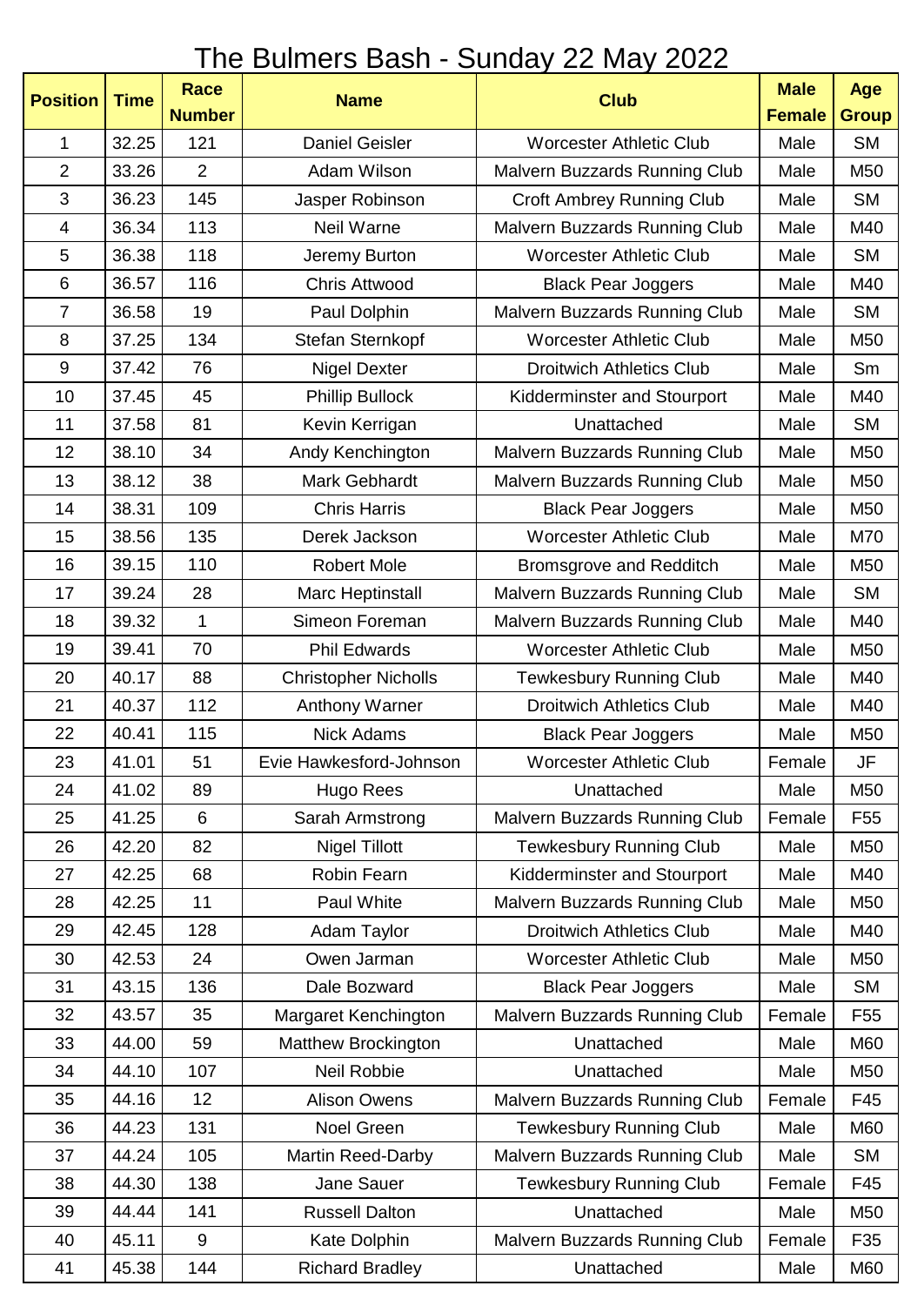# The Bulmers Bash - Sunday 22 May 2022

| Position | Time | Race Number | Name | Club | Male Female | Age Group |
|---|---|---|---|---|---|---|
| 1 | 32.25 | 121 | Daniel Geisler | Worcester Athletic Club | Male | SM |
| 2 | 33.26 | 2 | Adam Wilson | Malvern Buzzards Running Club | Male | M50 |
| 3 | 36.23 | 145 | Jasper Robinson | Croft Ambrey Running Club | Male | SM |
| 4 | 36.34 | 113 | Neil Warne | Malvern Buzzards Running Club | Male | M40 |
| 5 | 36.38 | 118 | Jeremy Burton | Worcester Athletic Club | Male | SM |
| 6 | 36.57 | 116 | Chris Attwood | Black Pear Joggers | Male | M40 |
| 7 | 36.58 | 19 | Paul Dolphin | Malvern Buzzards Running Club | Male | SM |
| 8 | 37.25 | 134 | Stefan Sternkopf | Worcester Athletic Club | Male | M50 |
| 9 | 37.42 | 76 | Nigel Dexter | Droitwich Athletics Club | Male | Sm |
| 10 | 37.45 | 45 | Phillip Bullock | Kidderminster and Stourport | Male | M40 |
| 11 | 37.58 | 81 | Kevin Kerrigan | Unattached | Male | SM |
| 12 | 38.10 | 34 | Andy Kenchington | Malvern Buzzards Running Club | Male | M50 |
| 13 | 38.12 | 38 | Mark Gebhardt | Malvern Buzzards Running Club | Male | M50 |
| 14 | 38.31 | 109 | Chris Harris | Black Pear Joggers | Male | M50 |
| 15 | 38.56 | 135 | Derek Jackson | Worcester Athletic Club | Male | M70 |
| 16 | 39.15 | 110 | Robert Mole | Bromsgrove and Redditch | Male | M50 |
| 17 | 39.24 | 28 | Marc Heptinstall | Malvern Buzzards Running Club | Male | SM |
| 18 | 39.32 | 1 | Simeon Foreman | Malvern Buzzards Running Club | Male | M40 |
| 19 | 39.41 | 70 | Phil Edwards | Worcester Athletic Club | Male | M50 |
| 20 | 40.17 | 88 | Christopher Nicholls | Tewkesbury Running Club | Male | M40 |
| 21 | 40.37 | 112 | Anthony Warner | Droitwich Athletics Club | Male | M40 |
| 22 | 40.41 | 115 | Nick Adams | Black Pear Joggers | Male | M50 |
| 23 | 41.01 | 51 | Evie Hawkesford-Johnson | Worcester Athletic Club | Female | JF |
| 24 | 41.02 | 89 | Hugo Rees | Unattached | Male | M50 |
| 25 | 41.25 | 6 | Sarah Armstrong | Malvern Buzzards Running Club | Female | F55 |
| 26 | 42.20 | 82 | Nigel Tillott | Tewkesbury Running Club | Male | M50 |
| 27 | 42.25 | 68 | Robin Fearn | Kidderminster and Stourport | Male | M40 |
| 28 | 42.25 | 11 | Paul White | Malvern Buzzards Running Club | Male | M50 |
| 29 | 42.45 | 128 | Adam Taylor | Droitwich Athletics Club | Male | M40 |
| 30 | 42.53 | 24 | Owen Jarman | Worcester Athletic Club | Male | M50 |
| 31 | 43.15 | 136 | Dale Bozward | Black Pear Joggers | Male | SM |
| 32 | 43.57 | 35 | Margaret Kenchington | Malvern Buzzards Running Club | Female | F55 |
| 33 | 44.00 | 59 | Matthew Brockington | Unattached | Male | M60 |
| 34 | 44.10 | 107 | Neil Robbie | Unattached | Male | M50 |
| 35 | 44.16 | 12 | Alison Owens | Malvern Buzzards Running Club | Female | F45 |
| 36 | 44.23 | 131 | Noel Green | Tewkesbury Running Club | Male | M60 |
| 37 | 44.24 | 105 | Martin Reed-Darby | Malvern Buzzards Running Club | Male | SM |
| 38 | 44.30 | 138 | Jane Sauer | Tewkesbury Running Club | Female | F45 |
| 39 | 44.44 | 141 | Russell Dalton | Unattached | Male | M50 |
| 40 | 45.11 | 9 | Kate Dolphin | Malvern Buzzards Running Club | Female | F35 |
| 41 | 45.38 | 144 | Richard Bradley | Unattached | Male | M60 |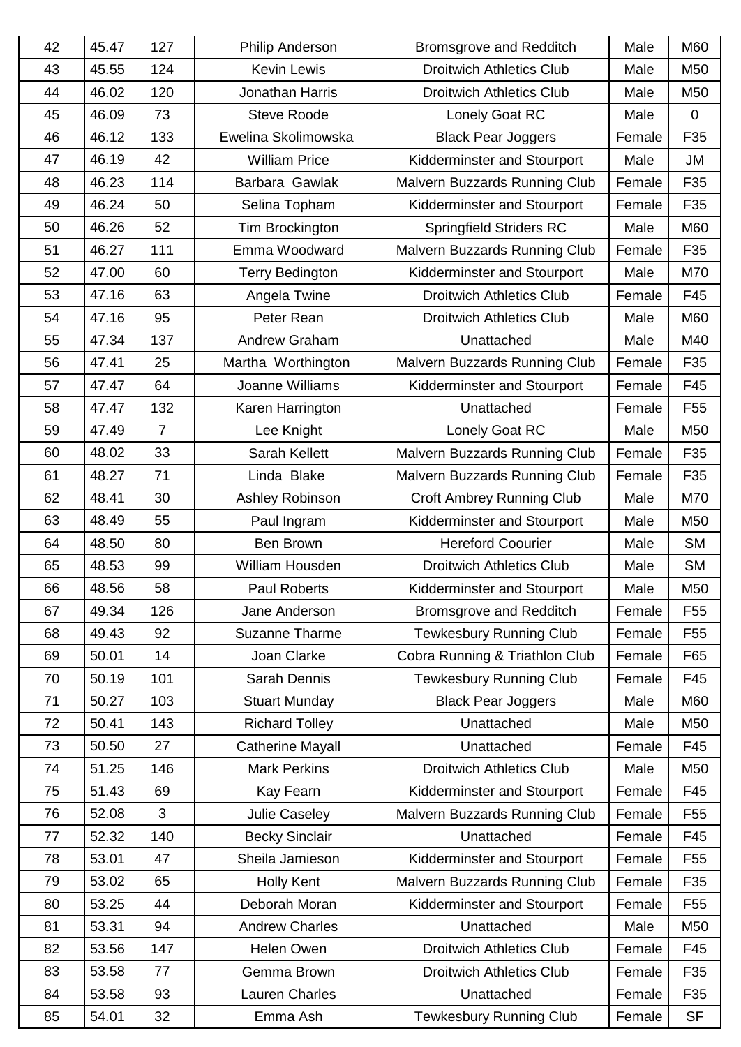| 42 | 45.47 | 127 | Philip Anderson | Bromsgrove and Redditch | Male | M60 |
|---|---|---|---|---|---|---|
| 43 | 45.55 | 124 | Kevin Lewis | Droitwich Athletics Club | Male | M50 |
| 44 | 46.02 | 120 | Jonathan Harris | Droitwich Athletics Club | Male | M50 |
| 45 | 46.09 | 73 | Steve Roode | Lonely Goat RC | Male | 0 |
| 46 | 46.12 | 133 | Ewelina Skolimowska | Black Pear Joggers | Female | F35 |
| 47 | 46.19 | 42 | William Price | Kidderminster and Stourport | Male | JM |
| 48 | 46.23 | 114 | Barbara  Gawlak | Malvern Buzzards Running Club | Female | F35 |
| 49 | 46.24 | 50 | Selina Topham | Kidderminster and Stourport | Female | F35 |
| 50 | 46.26 | 52 | Tim Brockington | Springfield Striders RC | Male | M60 |
| 51 | 46.27 | 111 | Emma Woodward | Malvern Buzzards Running Club | Female | F35 |
| 52 | 47.00 | 60 | Terry Bedington | Kidderminster and Stourport | Male | M70 |
| 53 | 47.16 | 63 | Angela Twine | Droitwich Athletics Club | Female | F45 |
| 54 | 47.16 | 95 | Peter Rean | Droitwich Athletics Club | Male | M60 |
| 55 | 47.34 | 137 | Andrew Graham | Unattached | Male | M40 |
| 56 | 47.41 | 25 | Martha  Worthington | Malvern Buzzards Running Club | Female | F35 |
| 57 | 47.47 | 64 | Joanne Williams | Kidderminster and Stourport | Female | F45 |
| 58 | 47.47 | 132 | Karen Harrington | Unattached | Female | F55 |
| 59 | 47.49 | 7 | Lee Knight | Lonely Goat RC | Male | M50 |
| 60 | 48.02 | 33 | Sarah Kellett | Malvern Buzzards Running Club | Female | F35 |
| 61 | 48.27 | 71 | Linda  Blake | Malvern Buzzards Running Club | Female | F35 |
| 62 | 48.41 | 30 | Ashley Robinson | Croft Ambrey Running Club | Male | M70 |
| 63 | 48.49 | 55 | Paul Ingram | Kidderminster and Stourport | Male | M50 |
| 64 | 48.50 | 80 | Ben Brown | Hereford Coourier | Male | SM |
| 65 | 48.53 | 99 | William Housden | Droitwich Athletics Club | Male | SM |
| 66 | 48.56 | 58 | Paul Roberts | Kidderminster and Stourport | Male | M50 |
| 67 | 49.34 | 126 | Jane Anderson | Bromsgrove and Redditch | Female | F55 |
| 68 | 49.43 | 92 | Suzanne Tharme | Tewkesbury Running Club | Female | F55 |
| 69 | 50.01 | 14 | Joan Clarke | Cobra Running & Triathlon Club | Female | F65 |
| 70 | 50.19 | 101 | Sarah Dennis | Tewkesbury Running Club | Female | F45 |
| 71 | 50.27 | 103 | Stuart Munday | Black Pear Joggers | Male | M60 |
| 72 | 50.41 | 143 | Richard Tolley | Unattached | Male | M50 |
| 73 | 50.50 | 27 | Catherine Mayall | Unattached | Female | F45 |
| 74 | 51.25 | 146 | Mark Perkins | Droitwich Athletics Club | Male | M50 |
| 75 | 51.43 | 69 | Kay Fearn | Kidderminster and Stourport | Female | F45 |
| 76 | 52.08 | 3 | Julie Caseley | Malvern Buzzards Running Club | Female | F55 |
| 77 | 52.32 | 140 | Becky Sinclair | Unattached | Female | F45 |
| 78 | 53.01 | 47 | Sheila Jamieson | Kidderminster and Stourport | Female | F55 |
| 79 | 53.02 | 65 | Holly Kent | Malvern Buzzards Running Club | Female | F35 |
| 80 | 53.25 | 44 | Deborah Moran | Kidderminster and Stourport | Female | F55 |
| 81 | 53.31 | 94 | Andrew Charles | Unattached | Male | M50 |
| 82 | 53.56 | 147 | Helen Owen | Droitwich Athletics Club | Female | F45 |
| 83 | 53.58 | 77 | Gemma Brown | Droitwich Athletics Club | Female | F35 |
| 84 | 53.58 | 93 | Lauren Charles | Unattached | Female | F35 |
| 85 | 54.01 | 32 | Emma Ash | Tewkesbury Running Club | Female | SF |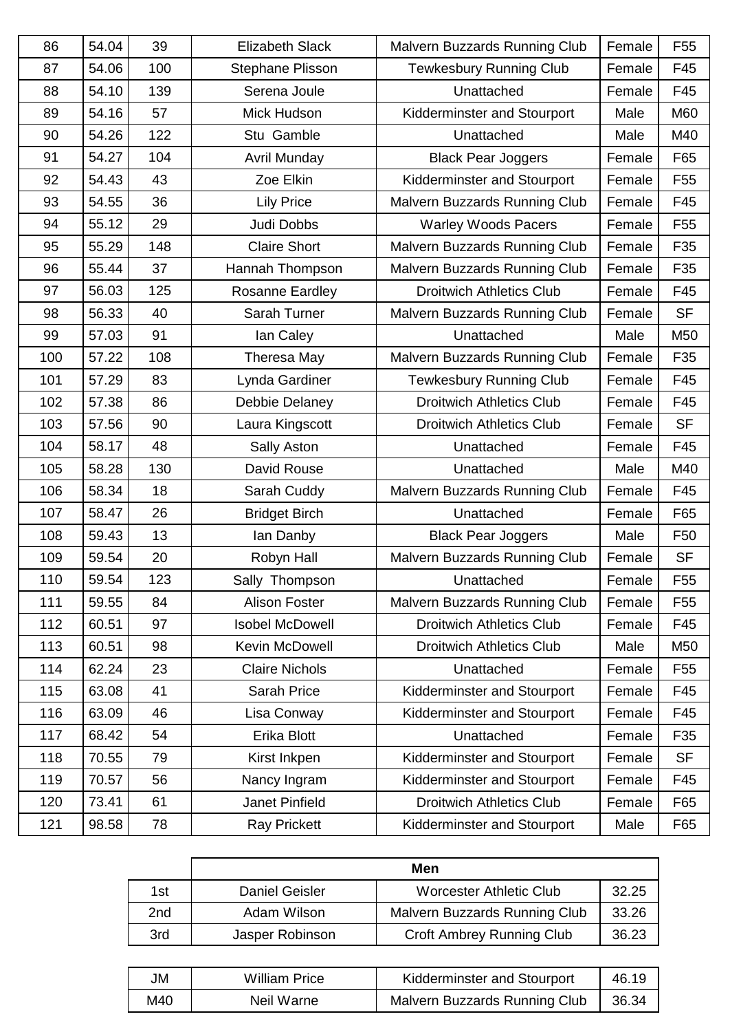| 86 | 54.04 | 39 | Elizabeth Slack | Malvern Buzzards Running Club | Female | F55 |
|---|---|---|---|---|---|---|
| 87 | 54.06 | 100 | Stephane Plisson | Tewkesbury Running Club | Female | F45 |
| 88 | 54.10 | 139 | Serena Joule | Unattached | Female | F45 |
| 89 | 54.16 | 57 | Mick Hudson | Kidderminster and Stourport | Male | M60 |
| 90 | 54.26 | 122 | Stu  Gamble | Unattached | Male | M40 |
| 91 | 54.27 | 104 | Avril Munday | Black Pear Joggers | Female | F65 |
| 92 | 54.43 | 43 | Zoe Elkin | Kidderminster and Stourport | Female | F55 |
| 93 | 54.55 | 36 | Lily Price | Malvern Buzzards Running Club | Female | F45 |
| 94 | 55.12 | 29 | Judi Dobbs | Warley Woods Pacers | Female | F55 |
| 95 | 55.29 | 148 | Claire Short | Malvern Buzzards Running Club | Female | F35 |
| 96 | 55.44 | 37 | Hannah Thompson | Malvern Buzzards Running Club | Female | F35 |
| 97 | 56.03 | 125 | Rosanne Eardley | Droitwich Athletics Club | Female | F45 |
| 98 | 56.33 | 40 | Sarah Turner | Malvern Buzzards Running Club | Female | SF |
| 99 | 57.03 | 91 | Ian Caley | Unattached | Male | M50 |
| 100 | 57.22 | 108 | Theresa May | Malvern Buzzards Running Club | Female | F35 |
| 101 | 57.29 | 83 | Lynda Gardiner | Tewkesbury Running Club | Female | F45 |
| 102 | 57.38 | 86 | Debbie Delaney | Droitwich Athletics Club | Female | F45 |
| 103 | 57.56 | 90 | Laura Kingscott | Droitwich Athletics Club | Female | SF |
| 104 | 58.17 | 48 | Sally Aston | Unattached | Female | F45 |
| 105 | 58.28 | 130 | David Rouse | Unattached | Male | M40 |
| 106 | 58.34 | 18 | Sarah Cuddy | Malvern Buzzards Running Club | Female | F45 |
| 107 | 58.47 | 26 | Bridget Birch | Unattached | Female | F65 |
| 108 | 59.43 | 13 | Ian Danby | Black Pear Joggers | Male | F50 |
| 109 | 59.54 | 20 | Robyn Hall | Malvern Buzzards Running Club | Female | SF |
| 110 | 59.54 | 123 | Sally  Thompson | Unattached | Female | F55 |
| 111 | 59.55 | 84 | Alison Foster | Malvern Buzzards Running Club | Female | F55 |
| 112 | 60.51 | 97 | Isobel McDowell | Droitwich Athletics Club | Female | F45 |
| 113 | 60.51 | 98 | Kevin McDowell | Droitwich Athletics Club | Male | M50 |
| 114 | 62.24 | 23 | Claire Nichols | Unattached | Female | F55 |
| 115 | 63.08 | 41 | Sarah Price | Kidderminster and Stourport | Female | F45 |
| 116 | 63.09 | 46 | Lisa Conway | Kidderminster and Stourport | Female | F45 |
| 117 | 68.42 | 54 | Erika Blott | Unattached | Female | F35 |
| 118 | 70.55 | 79 | Kirst Inkpen | Kidderminster and Stourport | Female | SF |
| 119 | 70.57 | 56 | Nancy Ingram | Kidderminster and Stourport | Female | F45 |
| 120 | 73.41 | 61 | Janet Pinfield | Droitwich Athletics Club | Female | F65 |
| 121 | 98.58 | 78 | Ray Prickett | Kidderminster and Stourport | Male | F65 |

| | **Men** | | |
|---|---|---|---|
| 1st | Daniel Geisler | Worcester Athletic Club | 32.25 |
| 2nd | Adam Wilson | Malvern Buzzards Running Club | 33.26 |
| 3rd | Jasper Robinson | Croft Ambrey Running Club | 36.23 |

| JM | William Price | Kidderminster and Stourport | 46.19 |
|---|---|---|---|
| M40 | Neil Warne | Malvern Buzzards Running Club | 36.34 |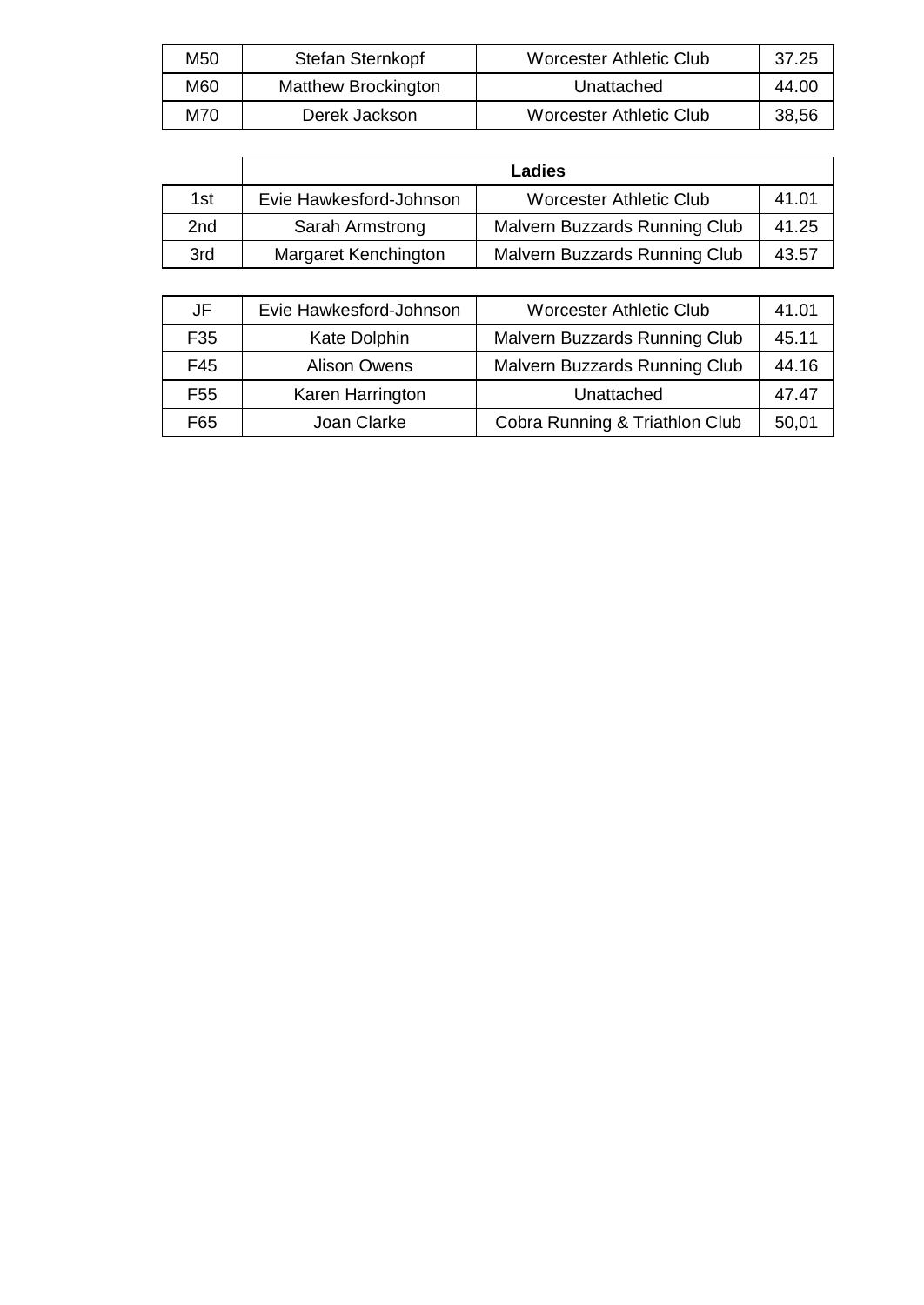| | | | |
|---|---|---|---|
| M50 | Stefan Sternkopf | Worcester Athletic Club | 37.25 |
| M60 | Matthew Brockington | Unattached | 44.00 |
| M70 | Derek Jackson | Worcester Athletic Club | 38,56 |

| | Ladies | | |
|---|---|---|---|
| 1st | Evie Hawkesford-Johnson | Worcester Athletic Club | 41.01 |
| 2nd | Sarah Armstrong | Malvern Buzzards Running Club | 41.25 |
| 3rd | Margaret Kenchington | Malvern Buzzards Running Club | 43.57 |

| | | | |
|---|---|---|---|
| JF | Evie Hawkesford-Johnson | Worcester Athletic Club | 41.01 |
| F35 | Kate Dolphin | Malvern Buzzards Running Club | 45.11 |
| F45 | Alison Owens | Malvern Buzzards Running Club | 44.16 |
| F55 | Karen Harrington | Unattached | 47.47 |
| F65 | Joan Clarke | Cobra Running & Triathlon Club | 50,01 |